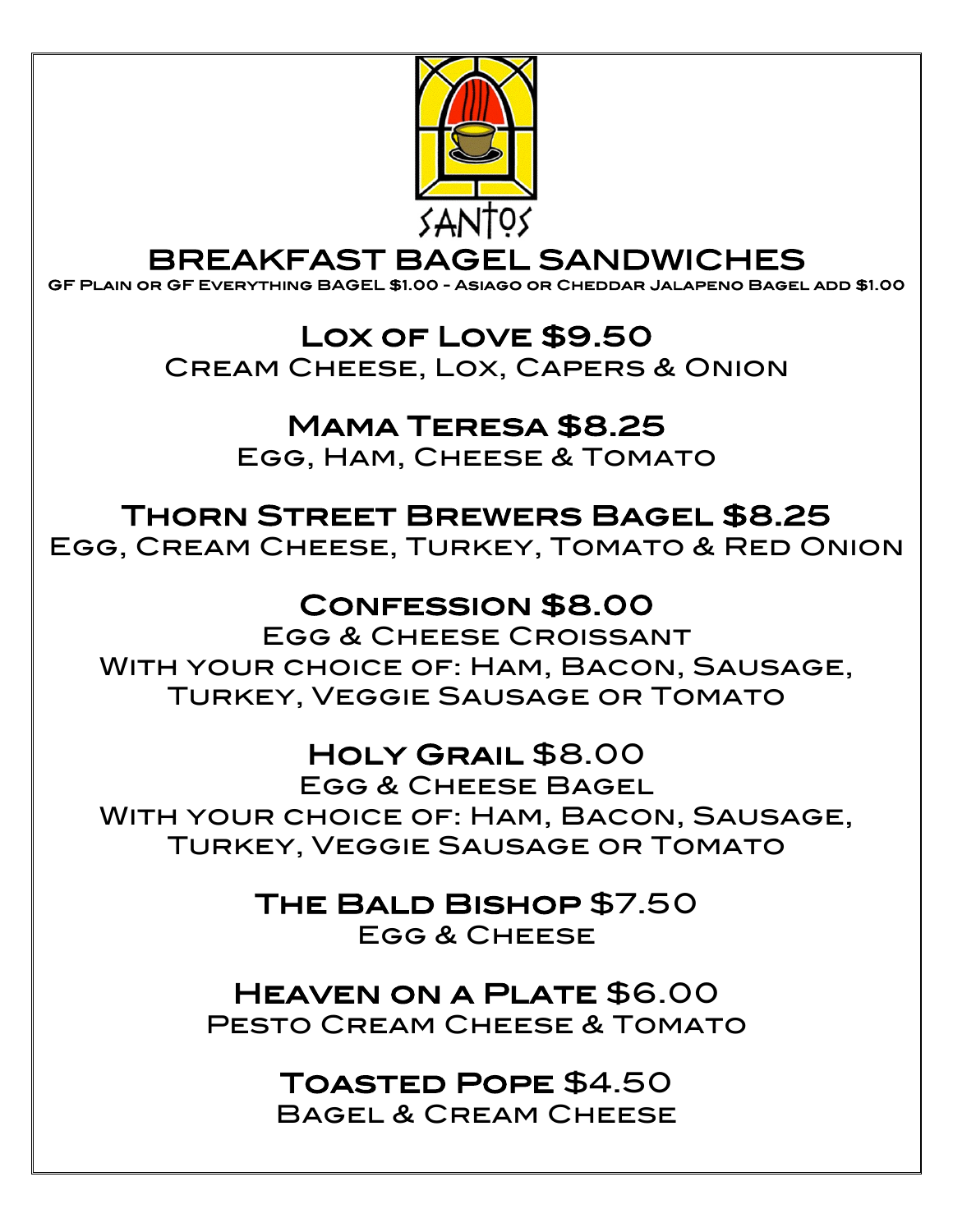SANTOS

# BREAKFAST BAGEL SANDWICHES

GF Plain or GF Everything BAGEL $1.00 - Asiago or Cheddar Jalapeno Bagel add $1.00

## Lox of Love $9.50

Cream Cheese, Lox, Capers & Onion

## Mama Teresa $8.25

Egg, Ham, Cheese & Tomato

## Thorn Street Brewers Bagel $8.25

Egg, Cream Cheese, Turkey, Tomato & Red Onion

## Confession $8.00

Egg & Cheese Croissant
With your choice of: Ham, Bacon, Sausage, Turkey, Veggie Sausage or Tomato

## Holy Grail $8.00

Egg & Cheese Bagel
With your choice of: Ham, Bacon, Sausage, Turkey, Veggie Sausage or Tomato

## The Bald Bishop $7.50

Egg & Cheese

## Heaven on a Plate $6.00

Pesto Cream Cheese & Tomato

## Toasted Pope $4.50

Bagel & Cream Cheese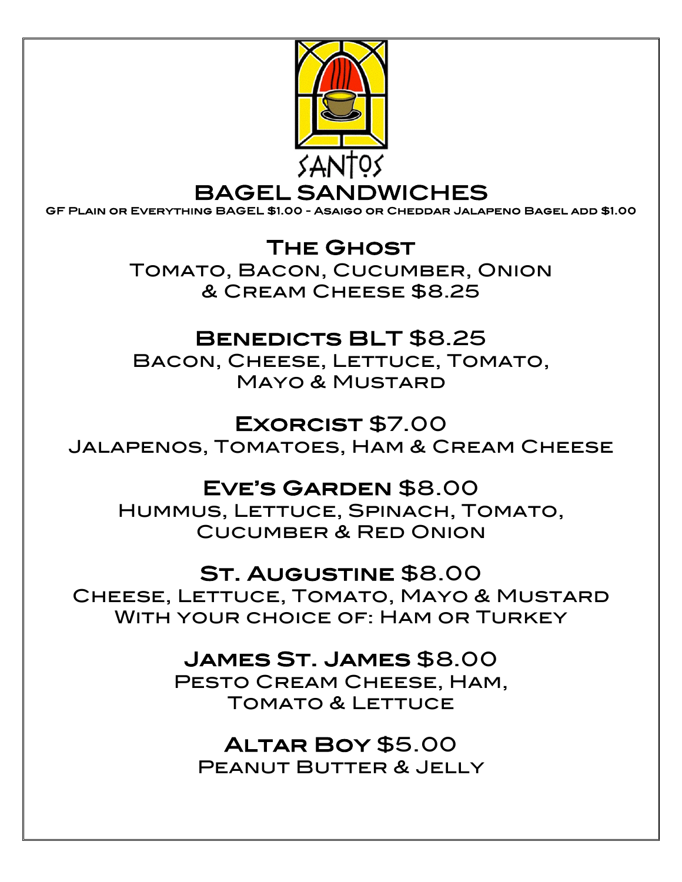SANTOS

# BAGEL SANDWICHES

GF Plain or Everything BAGEL $1.00 - Asaigo or Cheddar Jalapeno Bagel add $1.00

## The Ghost

Tomato, Bacon, Cucumber, Onion & Cream Cheese $8.25

## Benedicts BLT $8.25

Bacon, Cheese, Lettuce, Tomato, Mayo & Mustard

## Exorcist $7.00

Jalapenos, Tomatoes, Ham & Cream Cheese

## Eve's Garden $8.00

Hummus, Lettuce, Spinach, Tomato, Cucumber & Red Onion

## St. Augustine $8.00

Cheese, Lettuce, Tomato, Mayo & Mustard
With your choice of: Ham or Turkey

## James St. James $8.00

Pesto Cream Cheese, Ham, Tomato & Lettuce

## Altar Boy $5.00

Peanut Butter & Jelly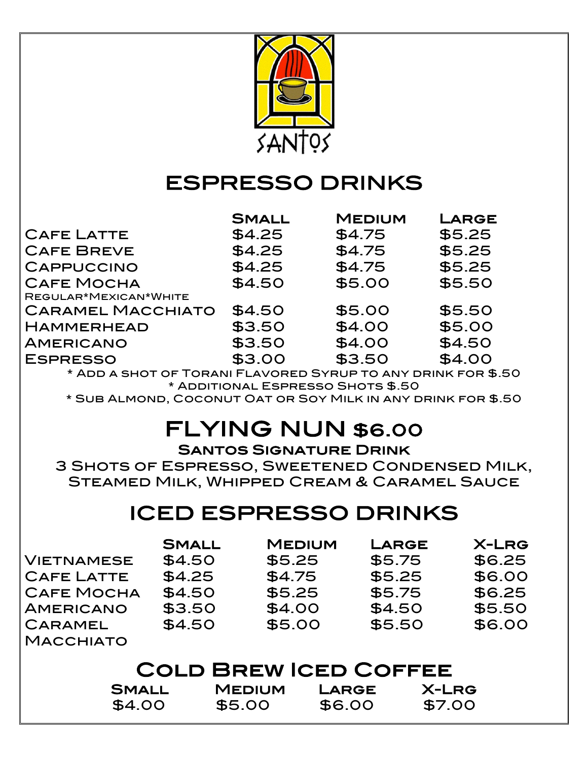SANTOS

# ESPRESSO DRINKS

| | Small | Medium | Large |
|---|---|---|---|
| Cafe Latte | $4.25 | $4.75 | $5.25 |
| Cafe Breve | $4.25 | $4.75 | $5.25 |
| Cappuccino | $4.25 | $4.75 | $5.25 |
| Cafe Mocha<br>Regular*Mexican*White | $4.50 | $5.00 | $5.50 |
| Caramel Macchiato | $4.50 | $5.00 | $5.50 |
| Hammerhead | $3.50 | $4.00 | $5.00 |
| Americano | $3.50 | $4.00 | $4.50 |
| Espresso | $3.00 | $3.50 | $4.00 |

* Add a shot of Torani Flavored Syrup to any drink for $.50
* Additional Espresso Shots $.50
* Sub Almond, Coconut Oat or Soy Milk in any drink for $.50

# FLYING NUN $6.00

**Santos Signature Drink**

3 Shots of Espresso, Sweetened Condensed Milk, Steamed Milk, Whipped Cream & Caramel Sauce

# ICED ESPRESSO DRINKS

| | Small | Medium | Large | X-Lrg |
|---|---|---|---|---|
| Vietnamese | $4.50 | $5.25 | $5.75 | $6.25 |
| Cafe Latte | $4.25 | $4.75 | $5.25 | $6.00 |
| Cafe Mocha | $4.50 | $5.25 | $5.75 | $6.25 |
| Americano | $3.50 | $4.00 | $4.50 | $5.50 |
| Caramel Macchiato | $4.50 | $5.00 | $5.50 | $6.00 |

# Cold Brew Iced Coffee

| Small | Medium | Large | X-Lrg |
|---|---|---|---|
| $4.00 | $5.00 | $6.00 | $7.00 |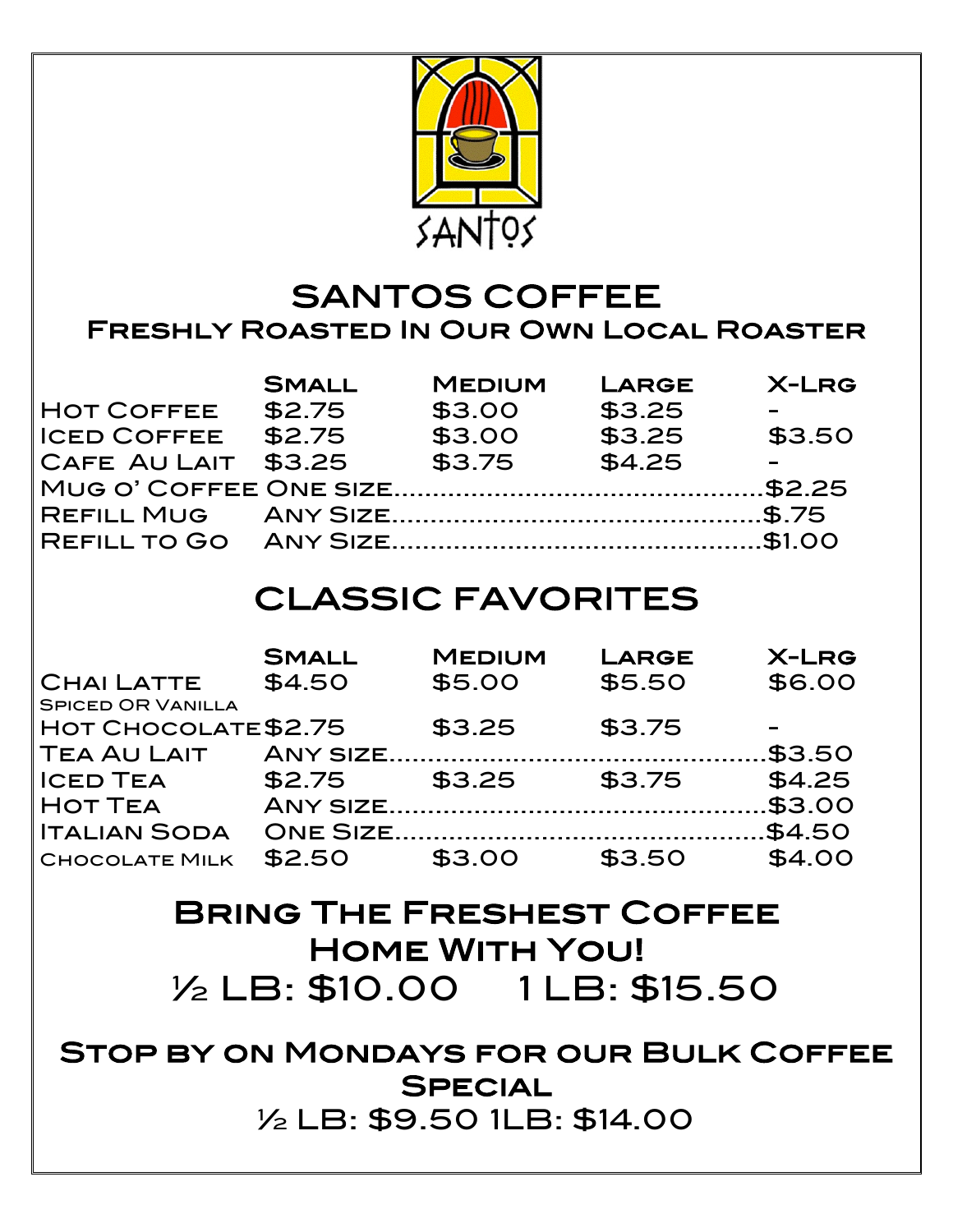SANTOS

# SANTOS COFFEE

## Freshly Roasted In Our Own Local Roaster

| | Small | Medium | Large | X-Lrg |
|---|---|---|---|---|
| Hot Coffee | $2.75 | $3.00 | $3.25 | - |
| Iced Coffee | $2.75 | $3.00 | $3.25 | $3.50 |
| Cafe Au Lait | $3.25 | $3.75 | $4.25 | - |
| Mug o' Coffee | One size | | | $2.25 |
| Refill Mug | Any Size | | | $.75 |
| Refill to Go | Any Size | | | $1.00 |

# CLASSIC FAVORITES

| | Small | Medium | Large | X-Lrg |
|---|---|---|---|---|
| Chai Latte (Spiced or Vanilla) | $4.50 | $5.00 | $5.50 | $6.00 |
| Hot Chocolate | $2.75 | $3.25 | $3.75 | - |
| Tea Au Lait | Any size | | | $3.50 |
| Iced Tea | $2.75 | $3.25 | $3.75 | $4.25 |
| Hot Tea | Any size | | | $3.00 |
| Italian Soda | One Size | | | $4.50 |
| Chocolate Milk | $2.50 | $3.00 | $3.50 | $4.00 |

## Bring The Freshest Coffee Home With You!

½ LB: $10.00 1 LB: $15.50

## Stop by on Mondays for our Bulk Coffee Special

½ LB: $9.50 1LB: $14.00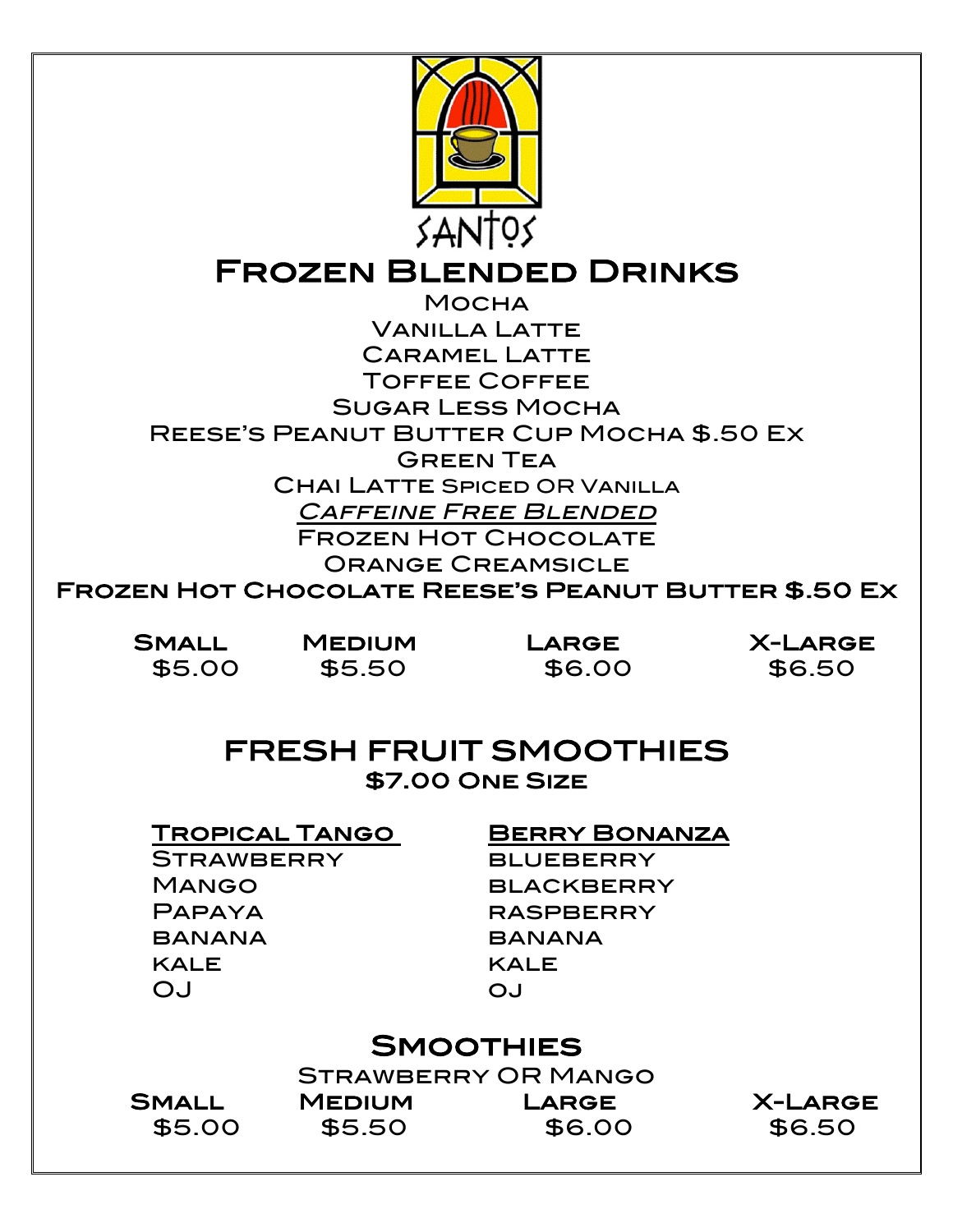SANTOS

# Frozen Blended Drinks

Mocha
Vanilla Latte
Caramel Latte
Toffee Coffee
Sugar Less Mocha
Reese's Peanut Butter Cup Mocha $.50 Ex
Green Tea
Chai Latte Spiced OR Vanilla

*Caffeine Free Blended*

Frozen Hot Chocolate
Orange Creamsicle
**Frozen Hot Chocolate Reese's Peanut Butter $.50 Ex**

| Small | Medium | Large | X-Large |
|---|---|---|---|
| $5.00 | $5.50 | $6.00 | $6.50 |

# FRESH FRUIT SMOOTHIES

**$7.00 One Size**

**Tropical Tango**

- Strawberry
- Mango
- Papaya
- banana
- kale
- OJ

**Berry Bonanza**

- blueberry
- blackberry
- raspberry
- banana
- kale
- oj

# Smoothies

Strawberry OR Mango

| Small | Medium | Large | X-Large |
|---|---|---|---|
| $5.00 | $5.50 | $6.00 | $6.50 |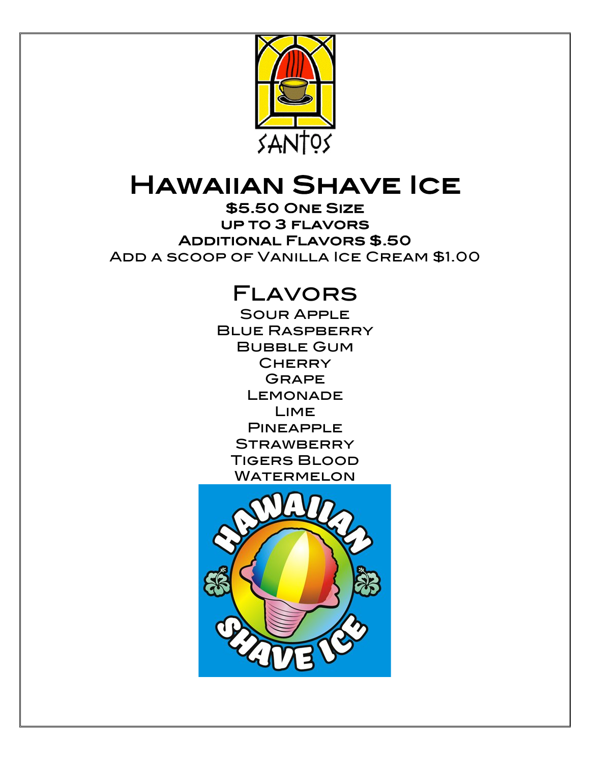SANTOS

# Hawaiian Shave Ice

**$5.50 One Size**

**up to 3 flavors**

**Additional Flavors $.50**

Add a scoop of Vanilla Ice Cream $1.00

## Flavors

Sour Apple
Blue Raspberry
Bubble Gum
Cherry
Grape
Lemonade
Lime
Pineapple
Strawberry
Tigers Blood
Watermelon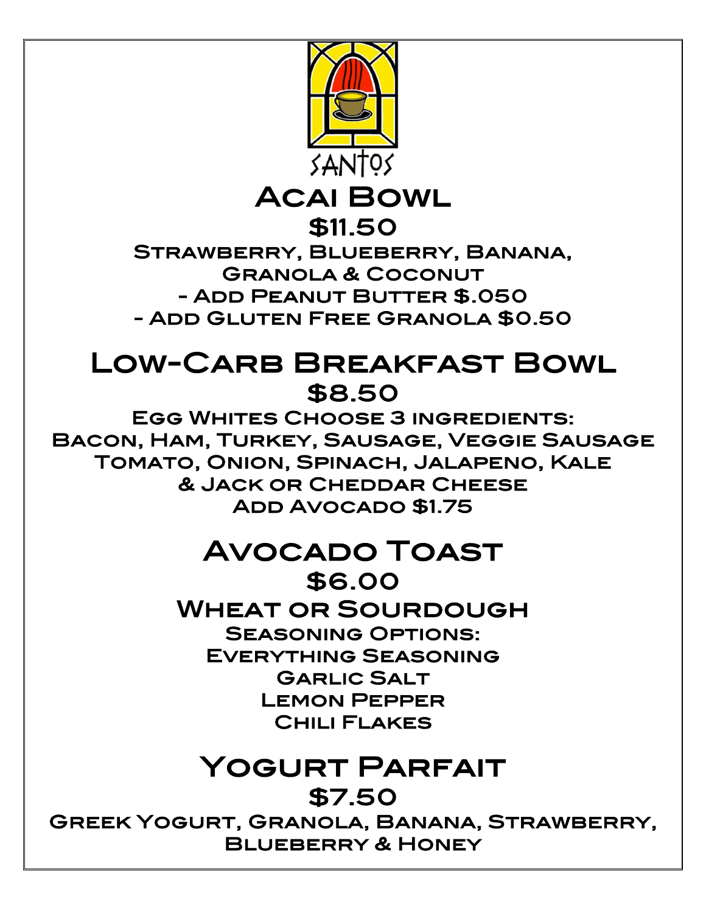SANTOS

# Acai Bowl

**$11.50**

Strawberry, Blueberry, Banana,
Granola & Coconut
- Add Peanut Butter $.050
- Add Gluten Free Granola $0.50

# Low-Carb Breakfast Bowl

**$8.50**

Egg Whites Choose 3 ingredients:
Bacon, Ham, Turkey, Sausage, Veggie Sausage
Tomato, Onion, Spinach, Jalapeno, Kale
& Jack or Cheddar Cheese
Add Avocado $1.75

# Avocado Toast

**$6.00**

## Wheat or Sourdough

Seasoning Options:
Everything Seasoning
Garlic Salt
Lemon Pepper
Chili Flakes

# Yogurt Parfait

**$7.50**

Greek Yogurt, Granola, Banana, Strawberry,
Blueberry & Honey